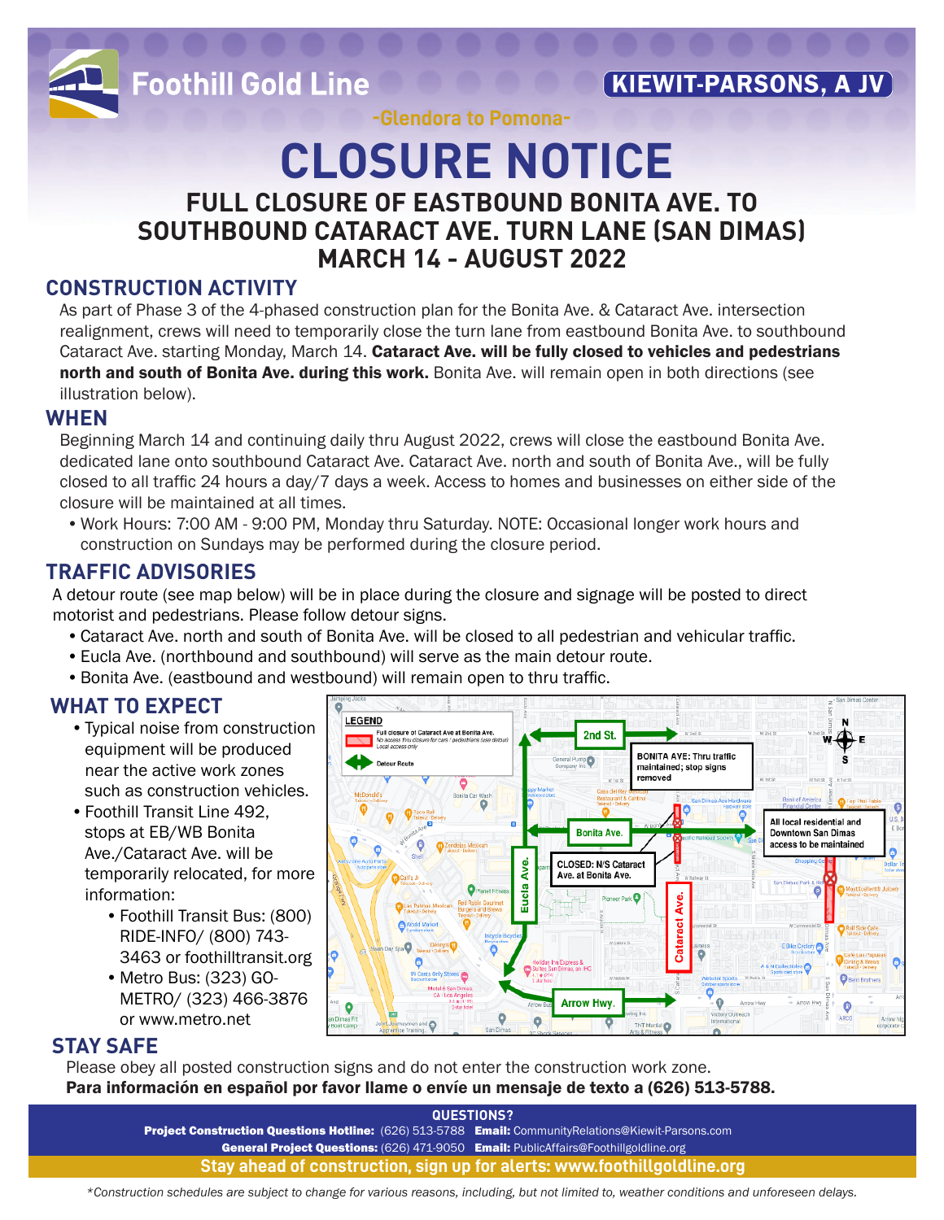Foothill Gold Line

KIEWIT-PARSONS, A JV

-Glendora to Pomona-

# CLOSURE NOTICE

## FULL CLOSURE OF EASTBOUND BONITA AVE. TO SOUTHBOUND CATARACT AVE. TURN LANE (SAN DIMAS) MARCH 14 - AUGUST 2022

## CONSTRUCTION ACTIVITY

As part of Phase 3 of the 4-phased construction plan for the Bonita Ave. & Cataract Ave. intersection realignment, crews will need to temporarily close the turn lane from eastbound Bonita Ave. to southbound Cataract Ave. starting Monday, March 14. **Cataract Ave. will be fully closed to vehicles and pedestrians north and south of Bonita Ave. during this work.** Bonita Ave. will remain open in both directions (see illustration below).

## WHEN

Beginning March 14 and continuing daily thru August 2022, crews will close the eastbound Bonita Ave. dedicated lane onto southbound Cataract Ave. Cataract Ave. north and south of Bonita Ave., will be fully closed to all traffic 24 hours a day/7 days a week. Access to homes and businesses on either side of the closure will be maintained at all times.

- Work Hours: 7:00 AM - 9:00 PM, Monday thru Saturday. NOTE: Occasional longer work hours and construction on Sundays may be performed during the closure period.

## TRAFFIC ADVISORIES

A detour route (see map below) will be in place during the closure and signage will be posted to direct motorist and pedestrians. Please follow detour signs.

- Cataract Ave. north and south of Bonita Ave. will be closed to all pedestrian and vehicular traffic.
- Eucla Ave. (northbound and southbound) will serve as the main detour route.
- Bonita Ave. (eastbound and westbound) will remain open to thru traffic.

## WHAT TO EXPECT

- Typical noise from construction equipment will be produced near the active work zones such as construction vehicles.
- Foothill Transit Line 492, stops at EB/WB Bonita Ave./Cataract Ave. will be temporarily relocated, for more information:
  - Foothill Transit Bus: (800) RIDE-INFO/ (800) 743-3463 or foothilltransit.org
  - Metro Bus: (323) GO-METRO/ (323) 466-3876 or www.metro.net

LEGEND
- Full closure of Cataract Ave at Bonita Ave. *No access thru closure for cars / pedestrians (use detour) Local access only*
- Detour Route

2nd St.

BONITA AVE: Thru traffic maintained; stop signs removed

Bonita Ave.

All local residential and Downtown San Dimas access to be maintained

CLOSED: N/S Cataract Ave. at Bonita Ave.

Eucla Ave.

Cataract Ave.

Arrow Hwy.

## STAY SAFE

Please obey all posted construction signs and do not enter the construction work zone.
**Para información en español por favor llame o envíe un mensaje de texto a (626) 513-5788.**

**QUESTIONS?**
**Project Construction Questions Hotline:** (626) 513-5788 **Email:** CommunityRelations@Kiewit-Parsons.com
**General Project Questions:** (626) 471-9050 **Email:** PublicAffairs@Foothillgoldline.org
**Stay ahead of construction, sign up for alerts: www.foothillgoldline.org**

*\*Construction schedules are subject to change for various reasons, including, but not limited to, weather conditions and unforeseen delays.*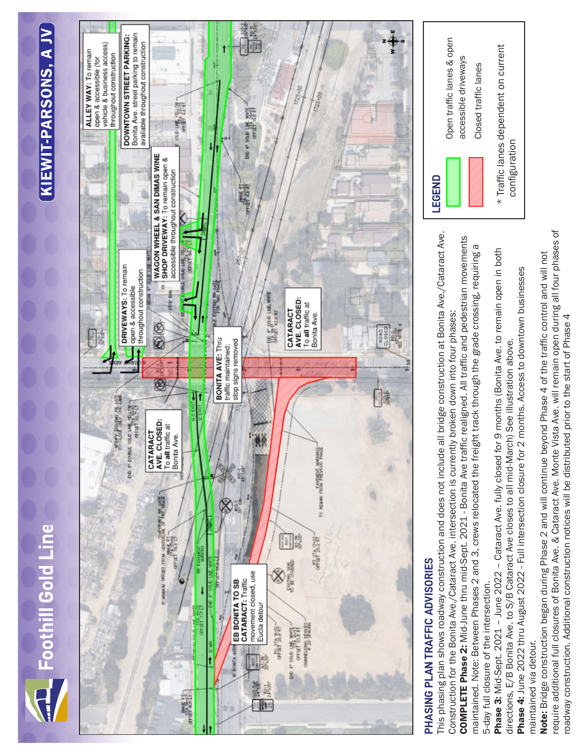# Foothill Gold Line

**KIEWIT-PARSONS, A JV**

**ALLEY WAY:** To remain open & accessible (for vehicle & business access) throughout construction

**DOWNTOWN STREET PARKING:** Bonita Ave. street parking to remain available throughout construction

**DRIVEWAYS:** To remain open & accessible throughout construction

**WAGON WHEEL & SAN DIMAS WINE SHOP DRIVEWAY:** To remain open & accessible throughout construction

**CATARACT AVE. CLOSED:** To **all** traffic at Bonita Ave.

**BONITA AVE:** Thru traffic maintained; stop signs removed

**CATARACT AVE. CLOSED:** To **all** traffic at Bonita Ave.

**EB BONITA TO SB CATARACT:** Traffic movement closed, use Eucla detour

ROAD CLOSED

## LEGEND

- Open traffic lanes & open accessible driveways
- Closed traffic lanes
- * Traffic lanes dependent on current configuration

## PHASING PLAN TRAFFIC ADVISORIES

This phasing plan shows roadway construction at Bonita Ave./Cataract Ave. and does not include all bridge construction at Bonita Ave./Cataract Ave. Construction for the Bonita Ave./Cataract Ave. intersection is currently broken down into four phases:

**COMPLETE Phase 2:** Mid-June thru mid-Sept. 2021 - Bonita Ave traffic realigned. All traffic and pedestrian movements maintained. Note: Between Phases 2 and 3, crews relocated the freight track through the grade crossing, requiring a 5-day full closure of the intersection.

**Phase 3:** Mid-Sept. 2021 – June 2022 – Cataract Ave. fully closed for 9 months (Bonita Ave. to remain open in both directions, E/B Bonita Ave. to S/B Cataract Ave closes to all mid-March) See illustration above.

**Phase 4:** June 2022 thru August 2022 - Full intersection closure for 2 months. Access to downtown businesses maintained via detour.

**Note:** Bridge construction began during Phase 2 and will continue beyond Phase 4 of the traffic control and will not require additional full closures of Bonita Ave. & Cataract Ave. Monte Vista Ave. will remain open during all four phases of roadway construction. Additional construction notices will be distributed prior to the start of Phase 4